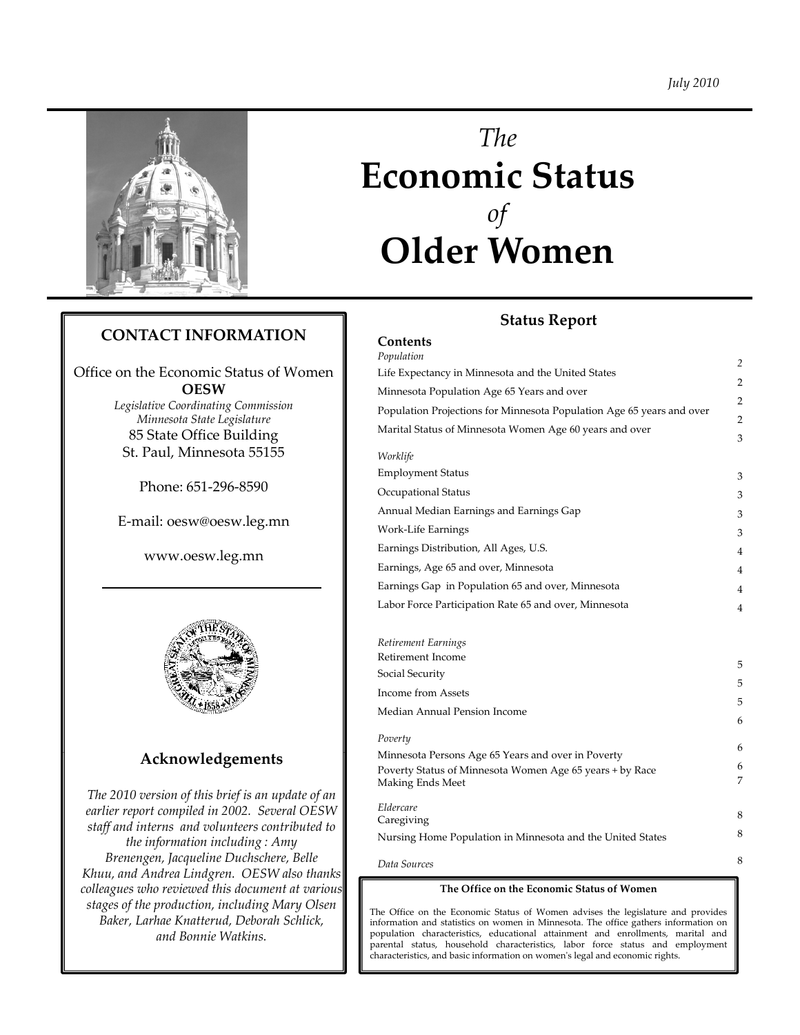July 2010

# *The* Economic Status *of* Older Women

## CONTACT INFORMATION

Office on the Economic Status of Women
**OESW**
*Legislative Coordinating Commission*
*Minnesota State Legislature*
85 State Office Building
St. Paul, Minnesota 55155

Phone: 651-296-8590

E-mail: oesw@oesw.leg.mn

www.oesw.leg.mn

## Acknowledgements

*The 2010 version of this brief is an update of an earlier report compiled in 2002. Several OESW staff and interns and volunteers contributed to the information including : Amy Brenengen, Jacqueline Duchschere, Belle Khuu, and Andrea Lindgren. OESW also thanks colleagues who reviewed this document at various stages of the production, including Mary Olsen Baker, Larhae Knatterud, Deborah Schlick, and Bonnie Watkins.*

## Status Report

**Contents**

*Population*

| | |
|---|---|
| Life Expectancy in Minnesota and the United States | 2 |
| Minnesota Population Age 65 Years and over | 2 |
| Population Projections for Minnesota Population Age 65 years and over | 2 |
| Marital Status of Minnesota Women Age 60 years and over | 2 |

*Worklife*

| | |
|---|---|
| Employment Status | 3 |
| Occupational Status | 3 |
| Annual Median Earnings and Earnings Gap | 3 |
| Work-Life Earnings | 3 |
| Earnings Distribution, All Ages, U.S. | 3 |
| Earnings, Age 65 and over, Minnesota | 4 |
| Earnings Gap in Population 65 and over, Minnesota | 4 |
| Labor Force Participation Rate 65 and over, Minnesota | 4 |

*Retirement Earnings*

| | |
|---|---|
| Retirement Income | 4 |
| Social Security | 5 |
| Income from Assets | 5 |
| Median Annual Pension Income | 5 |

*Poverty*

| | |
|---|---|
| Minnesota Persons Age 65 Years and over in Poverty | 6 |
| Poverty Status of Minnesota Women Age 65 years + by Race | 6 |
| Making Ends Meet | 6 |

*Eldercare*

| | |
|---|---|
| Caregiving | 7 |
| Nursing Home Population in Minnesota and the United States | 8 |

| | |
|---|---|
| *Data Sources* | 8 |

**The Office on the Economic Status of Women**

The Office on the Economic Status of Women advises the legislature and provides information and statistics on women in Minnesota. The office gathers information on population characteristics, educational attainment and enrollments, marital and parental status, household characteristics, labor force status and employment characteristics, and basic information on women's legal and economic rights.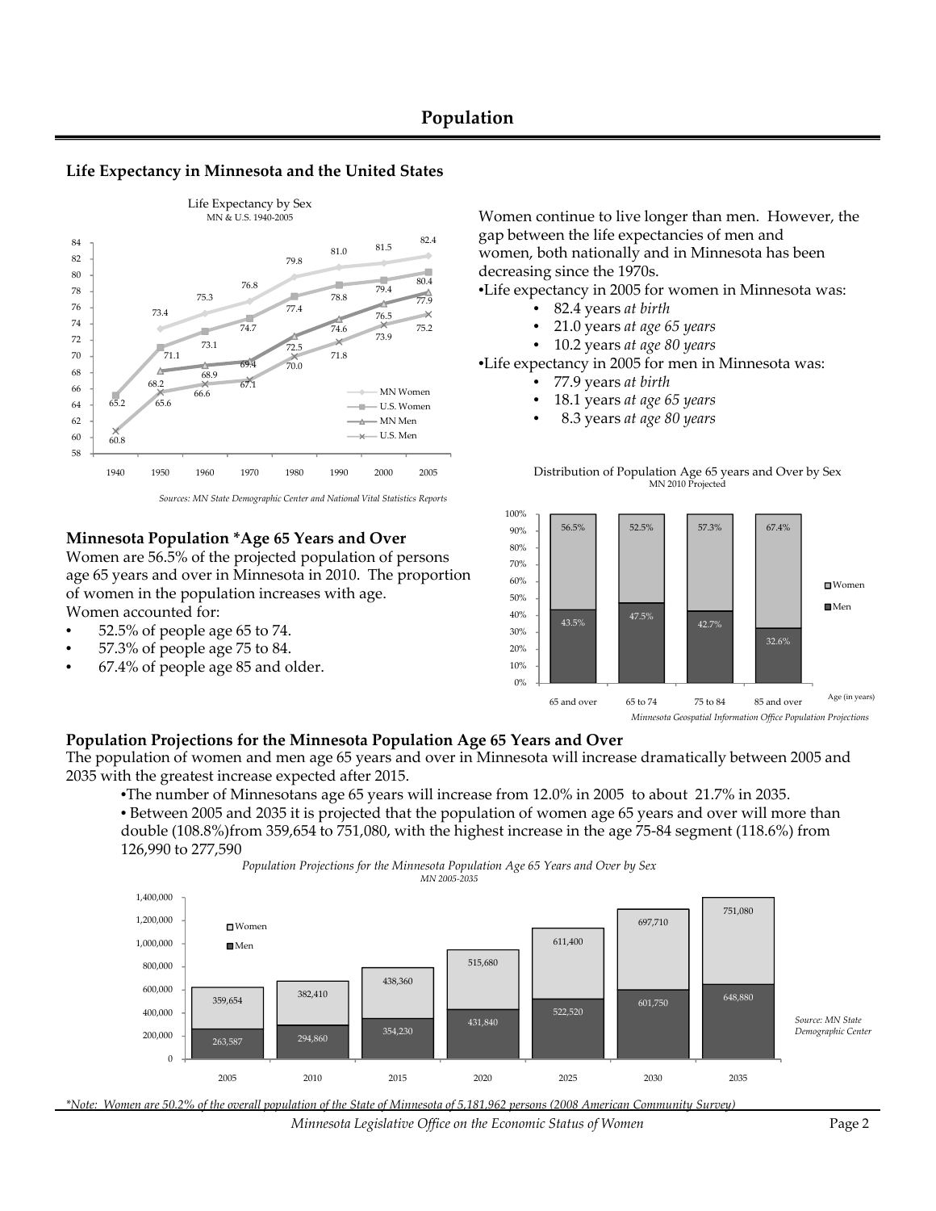# Population

## Life Expectancy in Minnesota and the United States

Life Expectancy by Sex
MN & U.S. 1940-2005

| Year | MN Women | U.S. Women | MN Men | U.S. Men |
|---|---|---|---|---|
| 1940 | | 65.2 | | 60.8 |
| 1950 | 73.4 | 71.1 | 68.2 | 65.6 |
| 1960 | 75.3 | 73.1 | 68.9 | 66.6 |
| 1970 | 76.8 | 74.7 | 69.4 | 67.1 |
| 1980 | 79.8 | 77.4 | 72.5 | 70.0 |
| 1990 | 81.0 | 78.8 | 74.6 | 71.8 |
| 2000 | 81.5 | 79.4 | 76.5 | 73.9 |
| 2005 | 82.4 | 80.4 | 77.9 | 75.2 |

*Sources: MN State Demographic Center and National Vital Statistics Reports*

Women continue to live longer than men. However, the gap between the life expectancies of men and women, both nationally and in Minnesota has been decreasing since the 1970s.

- Life expectancy in 2005 for women in Minnesota was:
  - 82.4 years *at birth*
  - 21.0 years *at age 65 years*
  - 10.2 years *at age 80 years*
- Life expectancy in 2005 for men in Minnesota was:
  - 77.9 years *at birth*
  - 18.1 years *at age 65 years*
  - 8.3 years *at age 80 years*

## Minnesota Population *Age 65 Years and Over

Women are 56.5% of the projected population of persons age 65 years and over in Minnesota in 2010. The proportion of women in the population increases with age.

Women accounted for:

- 52.5% of people age 65 to 74.
- 57.3% of people age 75 to 84.
- 67.4% of people age 85 and older.

Distribution of Population Age 65 years and Over by Sex
MN 2010 Projected

| Age (in years) | Men | Women |
|---|---|---|
| 65 and over | 43.5% | 56.5% |
| 65 to 74 | 47.5% | 52.5% |
| 75 to 84 | 42.7% | 57.3% |
| 85 and over | 32.6% | 67.4% |

*Minnesota Geospatial Information Office Population Projections*

## Population Projections for the Minnesota Population Age 65 Years and Over

The population of women and men age 65 years and over in Minnesota will increase dramatically between 2005 and 2035 with the greatest increase expected after 2015.

- The number of Minnesotans age 65 years will increase from 12.0% in 2005 to about 21.7% in 2035.
- Between 2005 and 2035 it is projected that the population of women age 65 years and over will more than double (108.8%)from 359,654 to 751,080, with the highest increase in the age 75-84 segment (118.6%) from 126,990 to 277,590

*Population Projections for the Minnesota Population Age 65 Years and Over by Sex*
*MN 2005-2035*

| Year | Men | Women |
|---|---|---|
| 2005 | 263,587 | 359,654 |
| 2010 | 294,860 | 382,410 |
| 2015 | 354,230 | 438,360 |
| 2020 | 431,840 | 515,680 |
| 2025 | 522,520 | 611,400 |
| 2030 | 601,750 | 697,710 |
| 2035 | 648,880 | 751,080 |

*Source: MN State Demographic Center*

*\*Note: Women are 50.2% of the overall population of the State of Minnesota of 5,181,962 persons (2008 American Community Survey)*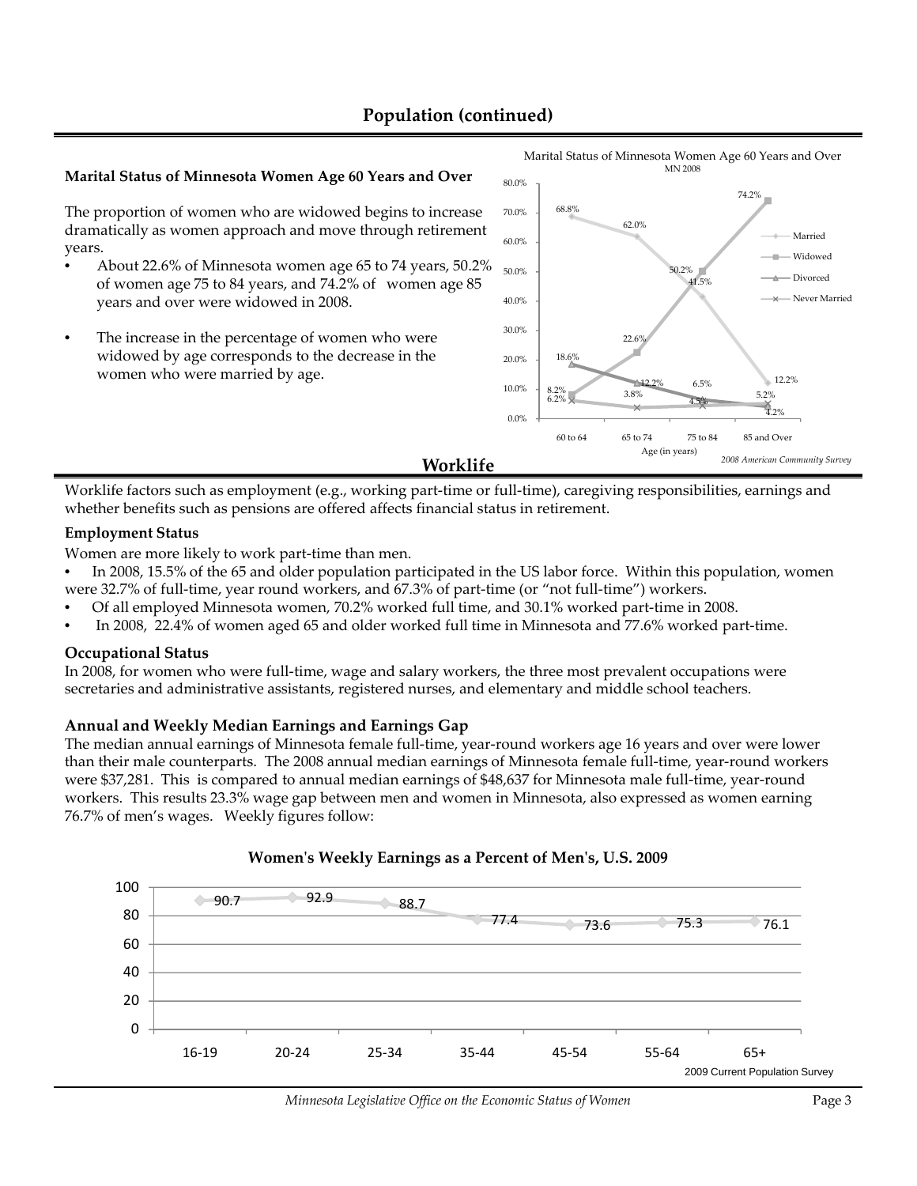# Population (continued)

### Marital Status of Minnesota Women Age 60 Years and Over

The proportion of women who are widowed begins to increase dramatically as women approach and move through retirement years.

- About 22.6% of Minnesota women age 65 to 74 years, 50.2% of women age 75 to 84 years, and 74.2% of women age 85 years and over were widowed in 2008.
- The increase in the percentage of women who were widowed by age corresponds to the decrease in the women who were married by age.

Marital Status of Minnesota Women Age 60 Years and Over
MN 2008

| Age (in years) | Married | Widowed | Divorced | Never Married |
|---|---|---|---|---|
| 60 to 64 | 68.8% | 8.2% | 18.6% | 6.2% |
| 65 to 74 | 62.0% | 22.6% | 12.2% | 3.8% |
| 75 to 84 | 41.5% | 50.2% | 6.5% | 4.5% |
| 85 and Over | 12.2% | 74.2% | 4.2% | 5.2% |

*2008 American Community Survey*

# Worklife

Worklife factors such as employment (e.g., working part-time or full-time), caregiving responsibilities, earnings and whether benefits such as pensions are offered affects financial status in retirement.

### Employment Status

Women are more likely to work part-time than men.

- In 2008, 15.5% of the 65 and older population participated in the US labor force. Within this population, women were 32.7% of full-time, year round workers, and 67.3% of part-time (or "not full-time") workers.
- Of all employed Minnesota women, 70.2% worked full time, and 30.1% worked part-time in 2008.
- In 2008, 22.4% of women aged 65 and older worked full time in Minnesota and 77.6% worked part-time.

### Occupational Status

In 2008, for women who were full-time, wage and salary workers, the three most prevalent occupations were secretaries and administrative assistants, registered nurses, and elementary and middle school teachers.

### Annual and Weekly Median Earnings and Earnings Gap

The median annual earnings of Minnesota female full-time, year-round workers age 16 years and over were lower than their male counterparts. The 2008 annual median earnings of Minnesota female full-time, year-round workers were $37,281. This is compared to annual median earnings of $48,637 for Minnesota male full-time, year-round workers. This results 23.3% wage gap between men and women in Minnesota, also expressed as women earning 76.7% of men's wages. Weekly figures follow:

**Women's Weekly Earnings as a Percent of Men's, U.S. 2009**

| Age | 16-19 | 20-24 | 25-34 | 35-44 | 45-54 | 55-64 | 65+ |
|---|---|---|---|---|---|---|---|
| Percent | 90.7 | 92.9 | 88.7 | 77.4 | 73.6 | 75.3 | 76.1 |

2009 Current Population Survey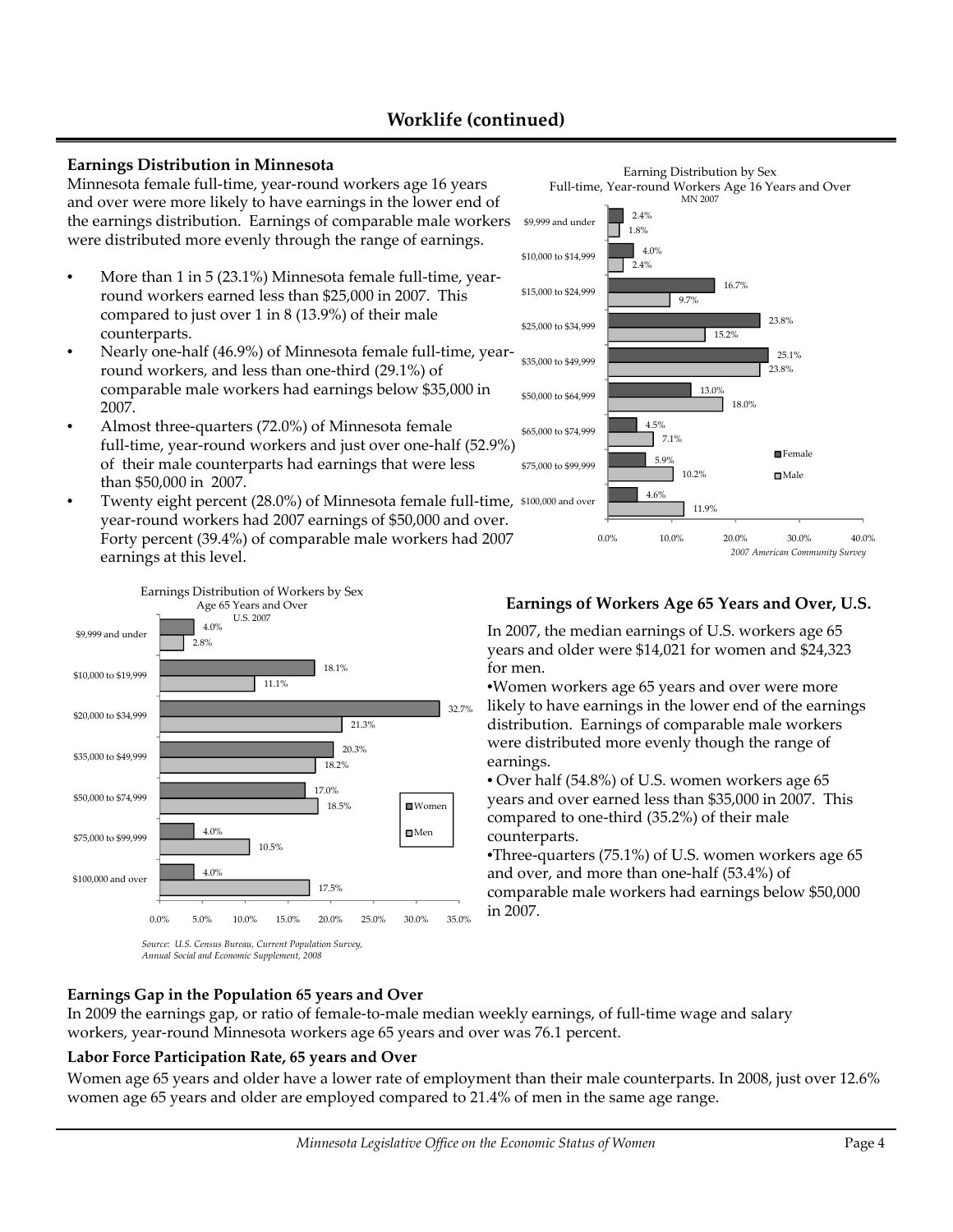## Worklife (continued)

### Earnings Distribution in Minnesota

Minnesota female full-time, year-round workers age 16 years and over were more likely to have earnings in the lower end of the earnings distribution. Earnings of comparable male workers were distributed more evenly through the range of earnings.

- More than 1 in 5 (23.1%) Minnesota female full-time, year-round workers earned less than $25,000 in 2007. This compared to just over 1 in 8 (13.9%) of their male counterparts.
- Nearly one-half (46.9%) of Minnesota female full-time, year-round workers, and less than one-third (29.1%) of comparable male workers had earnings below $35,000 in 2007.
- Almost three-quarters (72.0%) of Minnesota female full-time, year-round workers and just over one-half (52.9%) of their male counterparts had earnings that were less than $50,000 in 2007.
- Twenty eight percent (28.0%) of Minnesota female full-time, year-round workers had 2007 earnings of $50,000 and over. Forty percent (39.4%) of comparable male workers had 2007 earnings at this level.

Earning Distribution by Sex
Full-time, Year-round Workers Age 16 Years and Over
MN 2007

| Earnings | Female | Male |
|---|---|---|
| $9,999 and under | 2.4% | 1.8% |
| $10,000 to $14,999 | 4.0% | 2.4% |
| $15,000 to $24,999 | 16.7% | 9.7% |
| $25,000 to $34,999 | 23.8% | 15.2% |
| $35,000 to $49,999 | 25.1% | 23.8% |
| $50,000 to $64,999 | 13.0% | 18.0% |
| $65,000 to $74,999 | 4.5% | 7.1% |
| $75,000 to $99,999 | 5.9% | 10.2% |
| $100,000 and over | 4.6% | 11.9% |

*2007 American Community Survey*

Earnings Distribution of Workers by Sex
Age 65 Years and Over
U.S. 2007

| Earnings | Women | Men |
|---|---|---|
| $9,999 and under | 4.0% | 2.8% |
| $10,000 to $19,999 | 18.1% | 11.1% |
| $20,000 to $34,999 | 32.7% | 21.3% |
| $35,000 to $49,999 | 20.3% | 18.2% |
| $50,000 to $74,999 | 17.0% | 18.5% |
| $75,000 to $99,999 | 4.0% | 10.5% |
| $100,000 and over | 4.0% | 17.5% |

*Source: U.S. Census Bureau, Current Population Survey, Annual Social and Economic Supplement, 2008*

### Earnings of Workers Age 65 Years and Over, U.S.

In 2007, the median earnings of U.S. workers age 65 years and older were $14,021 for women and $24,323 for men.

- Women workers age 65 years and over were more likely to have earnings in the lower end of the earnings distribution. Earnings of comparable male workers were distributed more evenly though the range of earnings.
- Over half (54.8%) of U.S. women workers age 65 years and over earned less than $35,000 in 2007. This compared to one-third (35.2%) of their male counterparts.
- Three-quarters (75.1%) of U.S. women workers age 65 and over, and more than one-half (53.4%) of comparable male workers had earnings below $50,000 in 2007.

### Earnings Gap in the Population 65 years and Over

In 2009 the earnings gap, or ratio of female-to-male median weekly earnings, of full-time wage and salary workers, year-round Minnesota workers age 65 years and over was 76.1 percent.

### Labor Force Participation Rate, 65 years and Over

Women age 65 years and older have a lower rate of employment than their male counterparts. In 2008, just over 12.6% women age 65 years and older are employed compared to 21.4% of men in the same age range.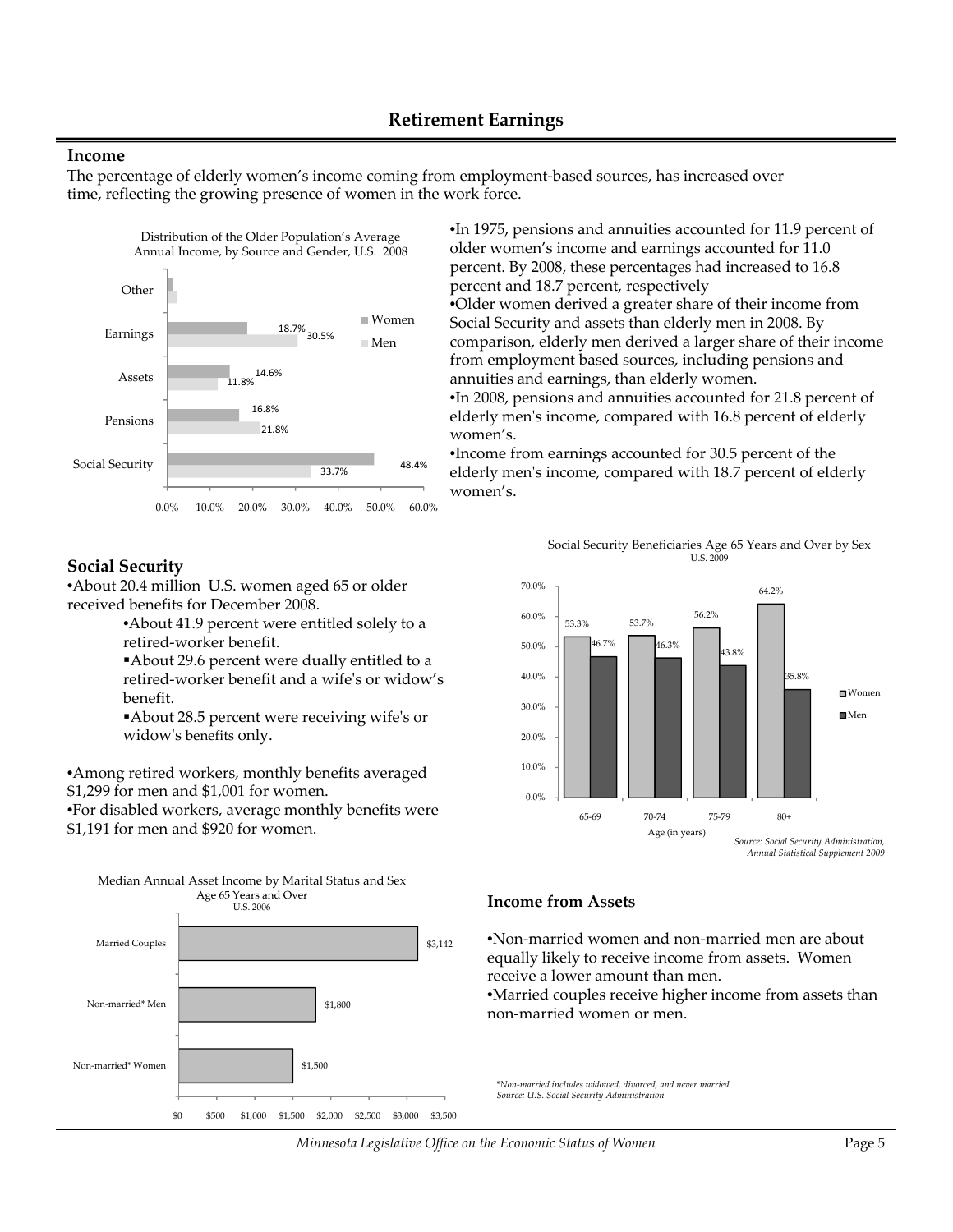## Retirement Earnings

### Income

The percentage of elderly women's income coming from employment-based sources, has increased over time, reflecting the growing presence of women in the work force.

Distribution of the Older Population's Average Annual Income, by Source and Gender, U.S. 2008

| Source | Women | Men |
|---|---|---|
| Other | | |
| Earnings | 18.7% | 30.5% |
| Assets | 14.6% | 11.8% |
| Pensions | 16.8% | 21.8% |
| Social Security | 48.4% | 33.7% |

- In 1975, pensions and annuities accounted for 11.9 percent of older women's income and earnings accounted for 11.0 percent. By 2008, these percentages had increased to 16.8 percent and 18.7 percent, respectively
- Older women derived a greater share of their income from Social Security and assets than elderly men in 2008. By comparison, elderly men derived a larger share of their income from employment based sources, including pensions and annuities and earnings, than elderly women.
- In 2008, pensions and annuities accounted for 21.8 percent of elderly men's income, compared with 16.8 percent of elderly women's.
- Income from earnings accounted for 30.5 percent of the elderly men's income, compared with 18.7 percent of elderly women's.

### Social Security

- About 20.4 million U.S. women aged 65 or older received benefits for December 2008.
  - About 41.9 percent were entitled solely to a retired-worker benefit.
  - About 29.6 percent were dually entitled to a retired-worker benefit and a wife's or widow's benefit.
  - About 28.5 percent were receiving wife's or widow's benefits only.
- Among retired workers, monthly benefits averaged $1,299 for men and $1,001 for women.
- For disabled workers, average monthly benefits were $1,191 for men and $920 for women.

Social Security Beneficiaries Age 65 Years and Over by Sex U.S. 2009

| Age (in years) | Women | Men |
|---|---|---|
| 65-69 | 53.3% | 46.7% |
| 70-74 | 53.7% | 46.3% |
| 75-79 | 56.2% | 43.8% |
| 80+ | 64.2% | 35.8% |

*Source: Social Security Administration, Annual Statistical Supplement 2009*

Median Annual Asset Income by Marital Status and Sex Age 65 Years and Over U.S. 2006

| | Median Annual Asset Income |
|---|---|
| Married Couples | $3,142 |
| Non-married* Men | $1,800 |
| Non-married* Women | $1,500 |

### Income from Assets

- Non-married women and non-married men are about equally likely to receive income from assets. Women receive a lower amount than men.
- Married couples receive higher income from assets than non-married women or men.

*\*Non-married includes widowed, divorced, and never married*
*Source: U.S. Social Security Administration*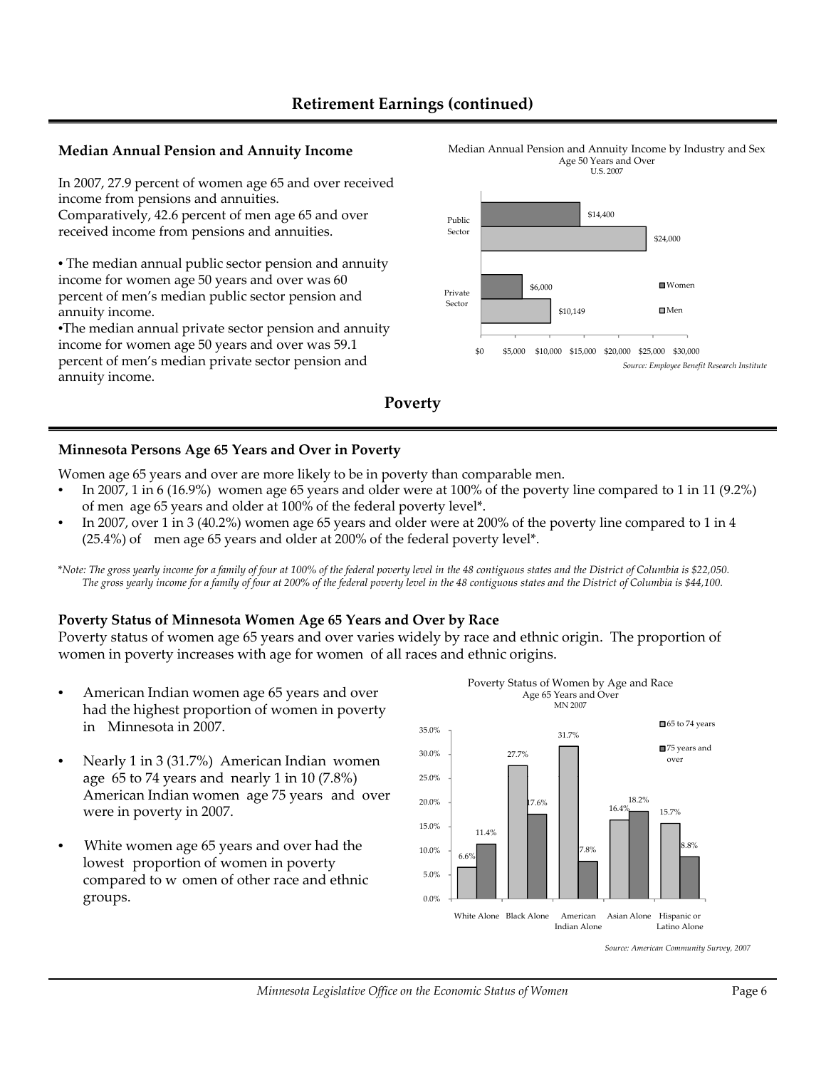## Retirement Earnings (continued)

### Median Annual Pension and Annuity Income

In 2007, 27.9 percent of women age 65 and over received income from pensions and annuities. Comparatively, 42.6 percent of men age 65 and over received income from pensions and annuities.

- The median annual public sector pension and annuity income for women age 50 years and over was 60 percent of men's median public sector pension and annuity income.
- The median annual private sector pension and annuity income for women age 50 years and over was 59.1 percent of men's median private sector pension and annuity income.

Median Annual Pension and Annuity Income by Industry and Sex
Age 50 Years and Over
U.S. 2007

| | Women | Men |
|---|---|---|
| Public Sector | $14,400 | $24,000 |
| Private Sector | $6,000 | $10,149 |

*Source: Employee Benefit Research Institute*

## Poverty

### Minnesota Persons Age 65 Years and Over in Poverty

Women age 65 years and over are more likely to be in poverty than comparable men.

- In 2007, 1 in 6 (16.9%) women age 65 years and older were at 100% of the poverty line compared to 1 in 11 (9.2%) of men age 65 years and older at 100% of the federal poverty level*.
- In 2007, over 1 in 3 (40.2%) women age 65 years and older were at 200% of the poverty line compared to 1 in 4 (25.4%) of men age 65 years and older at 200% of the federal poverty level*.

*\*Note: The gross yearly income for a family of four at 100% of the federal poverty level in the 48 contiguous states and the District of Columbia is $22,050. The gross yearly income for a family of four at 200% of the federal poverty level in the 48 contiguous states and the District of Columbia is $44,100.*

### Poverty Status of Minnesota Women Age 65 Years and Over by Race

Poverty status of women age 65 years and over varies widely by race and ethnic origin. The proportion of women in poverty increases with age for women of all races and ethnic origins.

- American Indian women age 65 years and over had the highest proportion of women in poverty in Minnesota in 2007.
- Nearly 1 in 3 (31.7%) American Indian women age 65 to 74 years and nearly 1 in 10 (7.8%) American Indian women age 75 years and over were in poverty in 2007.
- White women age 65 years and over had the lowest proportion of women in poverty compared to women of other race and ethnic groups.

Poverty Status of Women by Age and Race
Age 65 Years and Over
MN 2007

| | 65 to 74 years | 75 years and over |
|---|---|---|
| White Alone | 6.6% | 11.4% |
| Black Alone | 27.7% | 17.6% |
| American Indian Alone | 31.7% | 7.8% |
| Asian Alone | 16.4% | 18.2% |
| Hispanic or Latino Alone | 15.7% | 8.8% |

*Source: American Community Survey, 2007*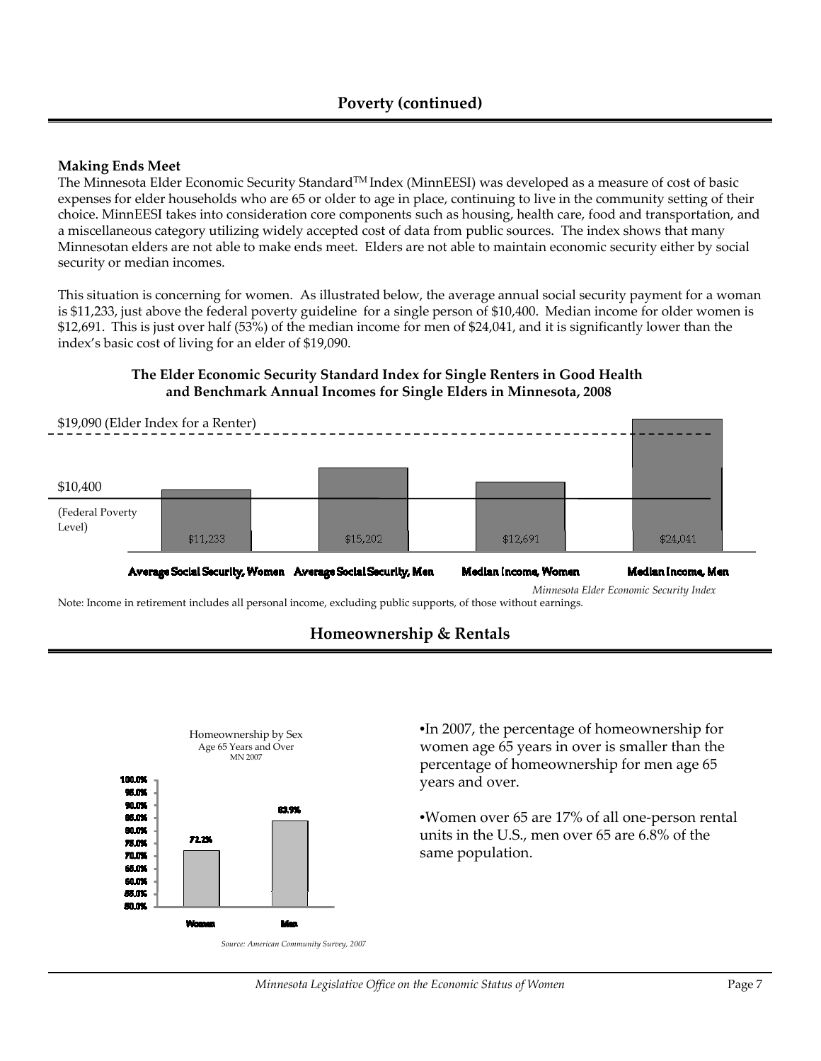## Poverty (continued)

**Making Ends Meet**

The Minnesota Elder Economic Security Standard™ Index (MinnEESI) was developed as a measure of cost of basic expenses for elder households who are 65 or older to age in place, continuing to live in the community setting of their choice. MinnEESI takes into consideration core components such as housing, health care, food and transportation, and a miscellaneous category utilizing widely accepted cost of data from public sources. The index shows that many Minnesotan elders are not able to make ends meet. Elders are not able to maintain economic security either by social security or median incomes.

This situation is concerning for women. As illustrated below, the average annual social security payment for a woman is $11,233, just above the federal poverty guideline for a single person of $10,400. Median income for older women is $12,691. This is just over half (53%) of the median income for men of $24,041, and it is significantly lower than the index's basic cost of living for an elder of $19,090.

**The Elder Economic Security Standard Index for Single Renters in Good Health and Benchmark Annual Incomes for Single Elders in Minnesota, 2008**

| Benchmark | Annual Income |
| --- | --- |
| Average Social Security, Women | $11,233 |
| Average Social Security, Men | $15,202 |
| Median Income, Women | $12,691 |
| Median Income, Men | $24,041 |

$19,090 (Elder Index for a Renter)

$10,400 (Federal Poverty Level)

*Minnesota Elder Economic Security Index*

Note: Income in retirement includes all personal income, excluding public supports, of those without earnings.

## Homeownership & Rentals

Homeownership by Sex
Age 65 Years and Over
MN 2007

| Sex | Homeownership |
| --- | --- |
| Women | 72.2% |
| Men | 83.9% |

*Source: American Community Survey, 2007*

- In 2007, the percentage of homeownership for women age 65 years in over is smaller than the percentage of homeownership for men age 65 years and over.
- Women over 65 are 17% of all one-person rental units in the U.S., men over 65 are 6.8% of the same population.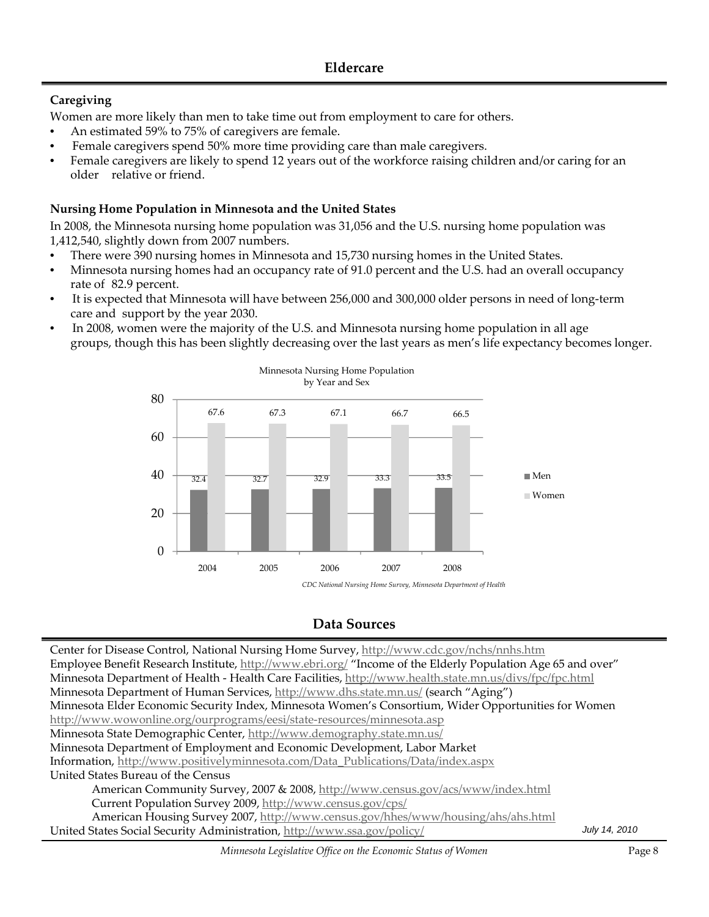## Eldercare

### Caregiving

Women are more likely than men to take time out from employment to care for others.

- An estimated 59% to 75% of caregivers are female.
- Female caregivers spend 50% more time providing care than male caregivers.
- Female caregivers are likely to spend 12 years out of the workforce raising children and/or caring for an older relative or friend.

### Nursing Home Population in Minnesota and the United States

In 2008, the Minnesota nursing home population was 31,056 and the U.S. nursing home population was 1,412,540, slightly down from 2007 numbers.

- There were 390 nursing homes in Minnesota and 15,730 nursing homes in the United States.
- Minnesota nursing homes had an occupancy rate of 91.0 percent and the U.S. had an overall occupancy rate of 82.9 percent.
- It is expected that Minnesota will have between 256,000 and 300,000 older persons in need of long-term care and support by the year 2030.
- In 2008, women were the majority of the U.S. and Minnesota nursing home population in all age groups, though this has been slightly decreasing over the last years as men's life expectancy becomes longer.

Minnesota Nursing Home Population
by Year and Sex

80
60
40
20
0

2004: 32.4, 67.6
2005: 32.7, 67.3
2006: 32.9, 67.1
2007: 33.3, 66.7
2008: 33.5, 66.5

Men
Women

*CDC National Nursing Home Survey, Minnesota Department of Health*

## Data Sources

Center for Disease Control, National Nursing Home Survey, http://www.cdc.gov/nchs/nnhs.htm
Employee Benefit Research Institute, http://www.ebri.org/ "Income of the Elderly Population Age 65 and over"
Minnesota Department of Health - Health Care Facilities, http://www.health.state.mn.us/divs/fpc/fpc.html
Minnesota Department of Human Services, http://www.dhs.state.mn.us/ (search "Aging")
Minnesota Elder Economic Security Index, Minnesota Women's Consortium, Wider Opportunities for Women http://www.wowonline.org/ourprograms/eesi/state-resources/minnesota.asp
Minnesota State Demographic Center, http://www.demography.state.mn.us/
Minnesota Department of Employment and Economic Development, Labor Market Information, http://www.positivelyminnesota.com/Data_Publications/Data/index.aspx
United States Bureau of the Census

- American Community Survey, 2007 & 2008, http://www.census.gov/acs/www/index.html
- Current Population Survey 2009, http://www.census.gov/cps/
- American Housing Survey 2007, http://www.census.gov/hhes/www/housing/ahs/ahs.html

United States Social Security Administration, http://www.ssa.gov/policy/

July 14, 2010

*Minnesota Legislative Office on the Economic Status of Women*